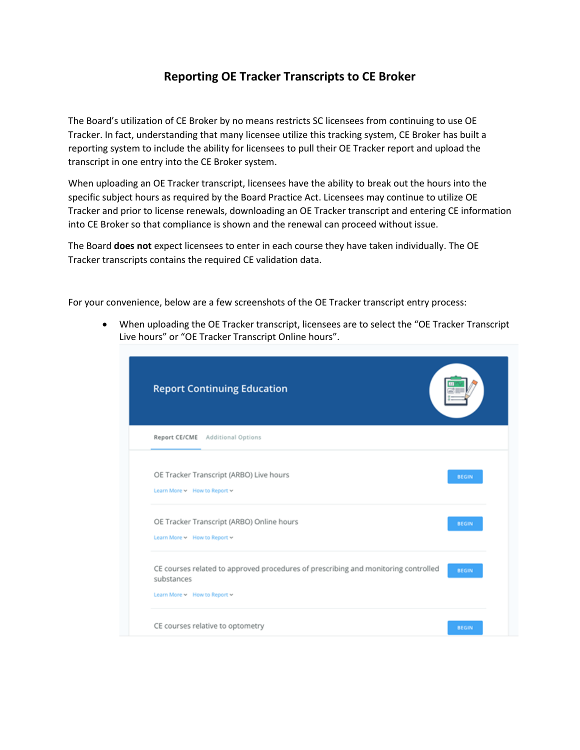# Reporting OE Tracker Transcripts to CE Broker

The Board's utilization of CE Broker by no means restricts SC licensees from continuing to use OE Tracker. In fact, understanding that many licensee utilize this tracking system, CE Broker has built a reporting system to include the ability for licensees to pull their OE Tracker report and upload the transcript in one entry into the CE Broker system.

When uploading an OE Tracker transcript, licensees have the ability to break out the hours into the specific subject hours as required by the Board Practice Act. Licensees may continue to utilize OE Tracker and prior to license renewals, downloading an OE Tracker transcript and entering CE information into CE Broker so that compliance is shown and the renewal can proceed without issue.

The Board **does not** expect licensees to enter in each course they have taken individually. The OE Tracker transcripts contains the required CE validation data.

For your convenience, below are a few screenshots of the OE Tracker transcript entry process:

- When uploading the OE Tracker transcript, licensees are to select the "OE Tracker Transcript Live hours" or "OE Tracker Transcript Online hours".

Report Continuing Education

Report CE/CME | Additional Options

OE Tracker Transcript (ARBO) Live hours — BEGIN
Learn More | How to Report

OE Tracker Transcript (ARBO) Online hours — BEGIN
Learn More | How to Report

CE courses related to approved procedures of prescribing and monitoring controlled substances — BEGIN
Learn More | How to Report

CE courses relative to optometry — BEGIN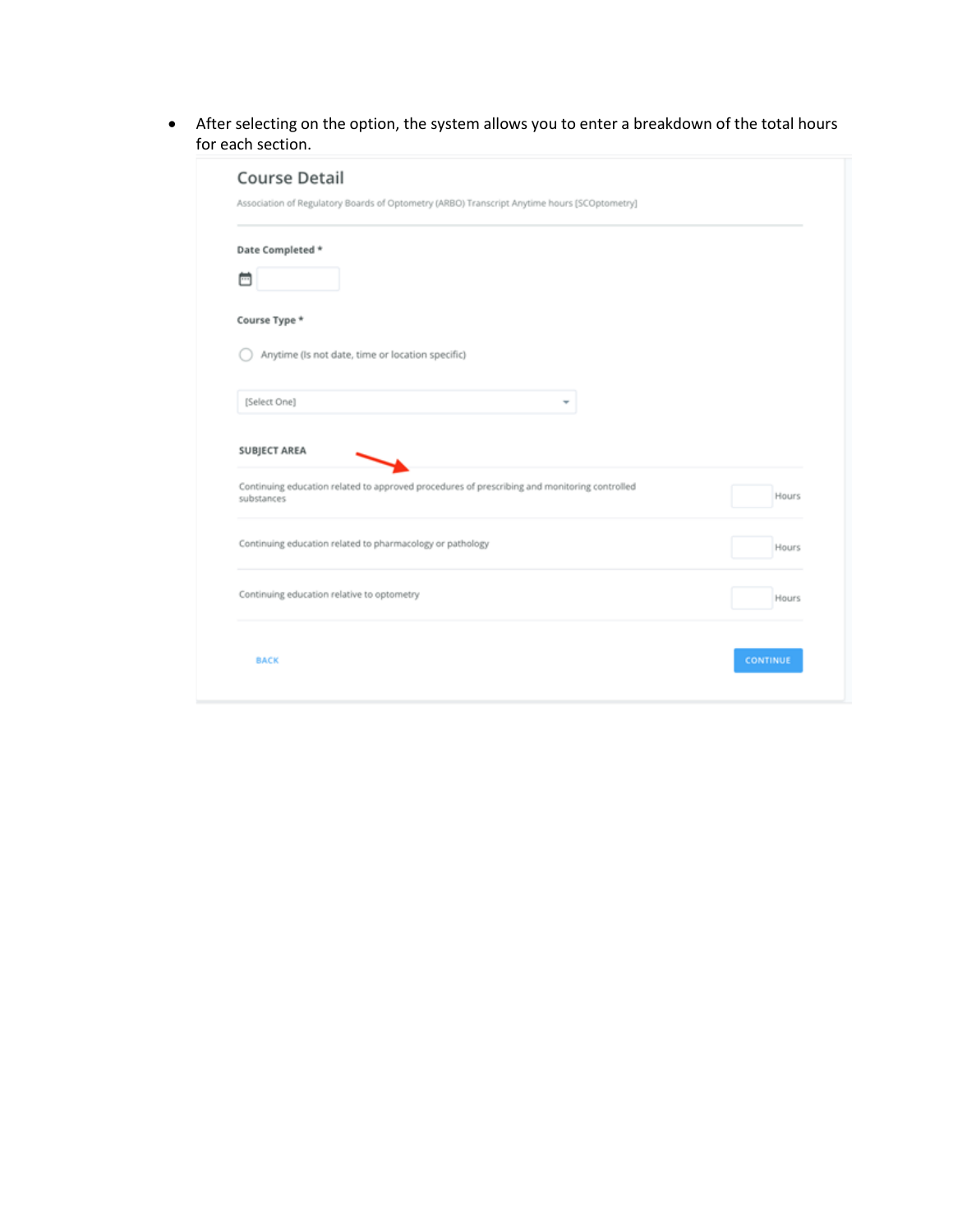- After selecting on the option, the system allows you to enter a breakdown of the total hours for each section.

## Course Detail

Association of Regulatory Boards of Optometry (ARBO) Transcript Anytime hours [SCOptometry]

**Date Completed ***

**Course Type ***

Anytime (Is not date, time or location specific)

[Select One]

**SUBJECT AREA**

Continuing education related to approved procedures of prescribing and monitoring controlled substances — Hours

Continuing education related to pharmacology or pathology — Hours

Continuing education relative to optometry — Hours

BACK

CONTINUE